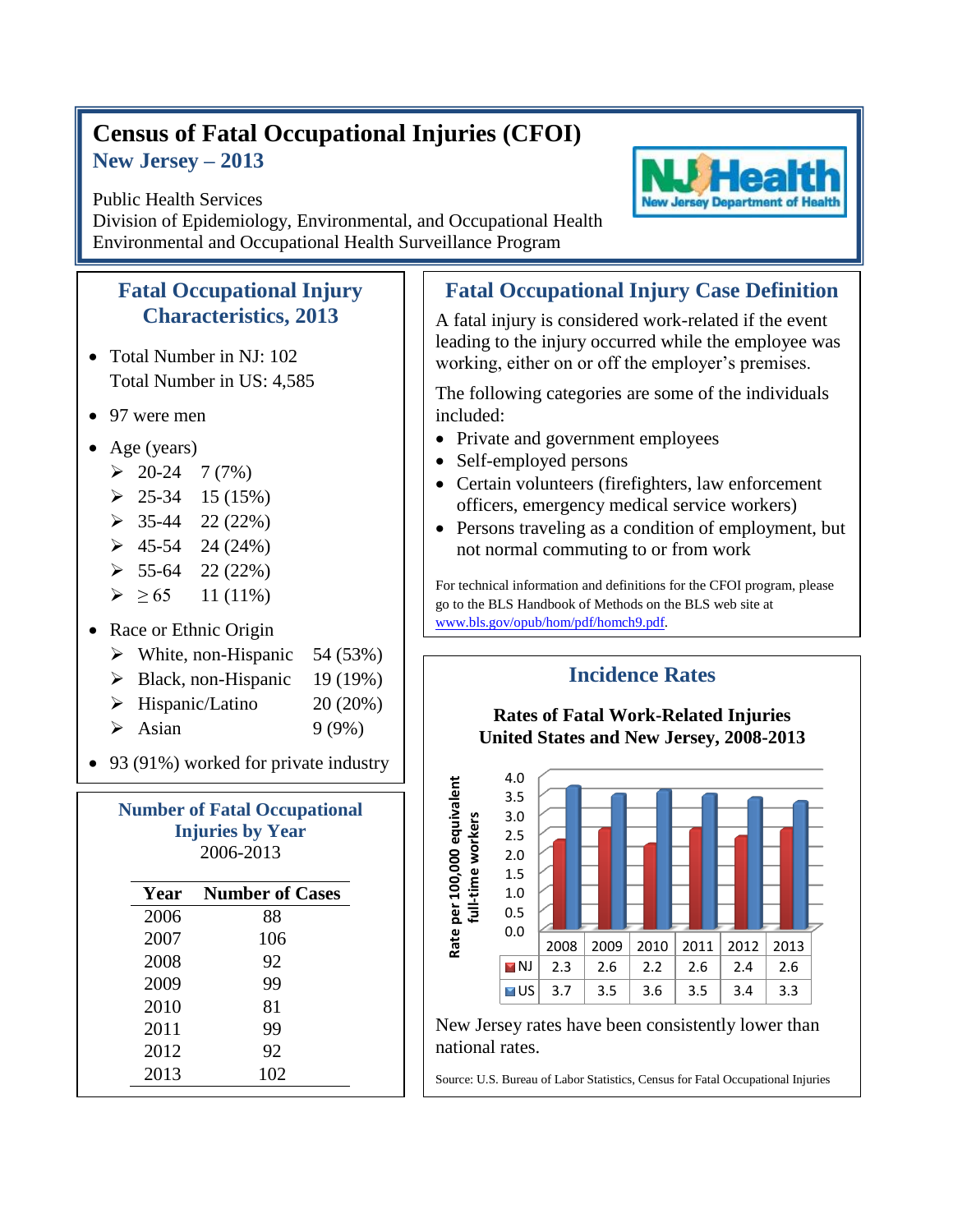# Census of Fatal Occupational Injuries (CFOI)

## New Jersey – 2013

Public Health Services
Division of Epidemiology, Environmental, and Occupational Health
Environmental and Occupational Health Surveillance Program

NJ Health
New Jersey Department of Health

## Fatal Occupational Injury Characteristics, 2013

- Total Number in NJ: 102
  Total Number in US: 4,585
- 97 were men
- Age (years)
  - 20-24 7 (7%)
  - 25-34 15 (15%)
  - 35-44 22 (22%)
  - 45-54 24 (24%)
  - 55-64 22 (22%)
  - ≥ 65 11 (11%)
- Race or Ethnic Origin
  - White, non-Hispanic 54 (53%)
  - Black, non-Hispanic 19 (19%)
  - Hispanic/Latino 20 (20%)
  - Asian 9 (9%)
- 93 (91%) worked for private industry

## Number of Fatal Occupational Injuries by Year

2006-2013

| Year | Number of Cases |
|---|---|
| 2006 | 88 |
| 2007 | 106 |
| 2008 | 92 |
| 2009 | 99 |
| 2010 | 81 |
| 2011 | 99 |
| 2012 | 92 |
| 2013 | 102 |

## Fatal Occupational Injury Case Definition

A fatal injury is considered work-related if the event leading to the injury occurred while the employee was working, either on or off the employer's premises.

The following categories are some of the individuals included:

- Private and government employees
- Self-employed persons
- Certain volunteers (firefighters, law enforcement officers, emergency medical service workers)
- Persons traveling as a condition of employment, but not normal commuting to or from work

For technical information and definitions for the CFOI program, please go to the BLS Handbook of Methods on the BLS web site at www.bls.gov/opub/hom/pdf/homch9.pdf.

## Incidence Rates

**Rates of Fatal Work-Related Injuries United States and New Jersey, 2008-2013**

Rate per 100,000 equivalent full-time workers

| | 2008 | 2009 | 2010 | 2011 | 2012 | 2013 |
|---|---|---|---|---|---|---|
| NJ | 2.3 | 2.6 | 2.2 | 2.6 | 2.4 | 2.6 |
| US | 3.7 | 3.5 | 3.6 | 3.5 | 3.4 | 3.3 |

New Jersey rates have been consistently lower than national rates.

Source: U.S. Bureau of Labor Statistics, Census for Fatal Occupational Injuries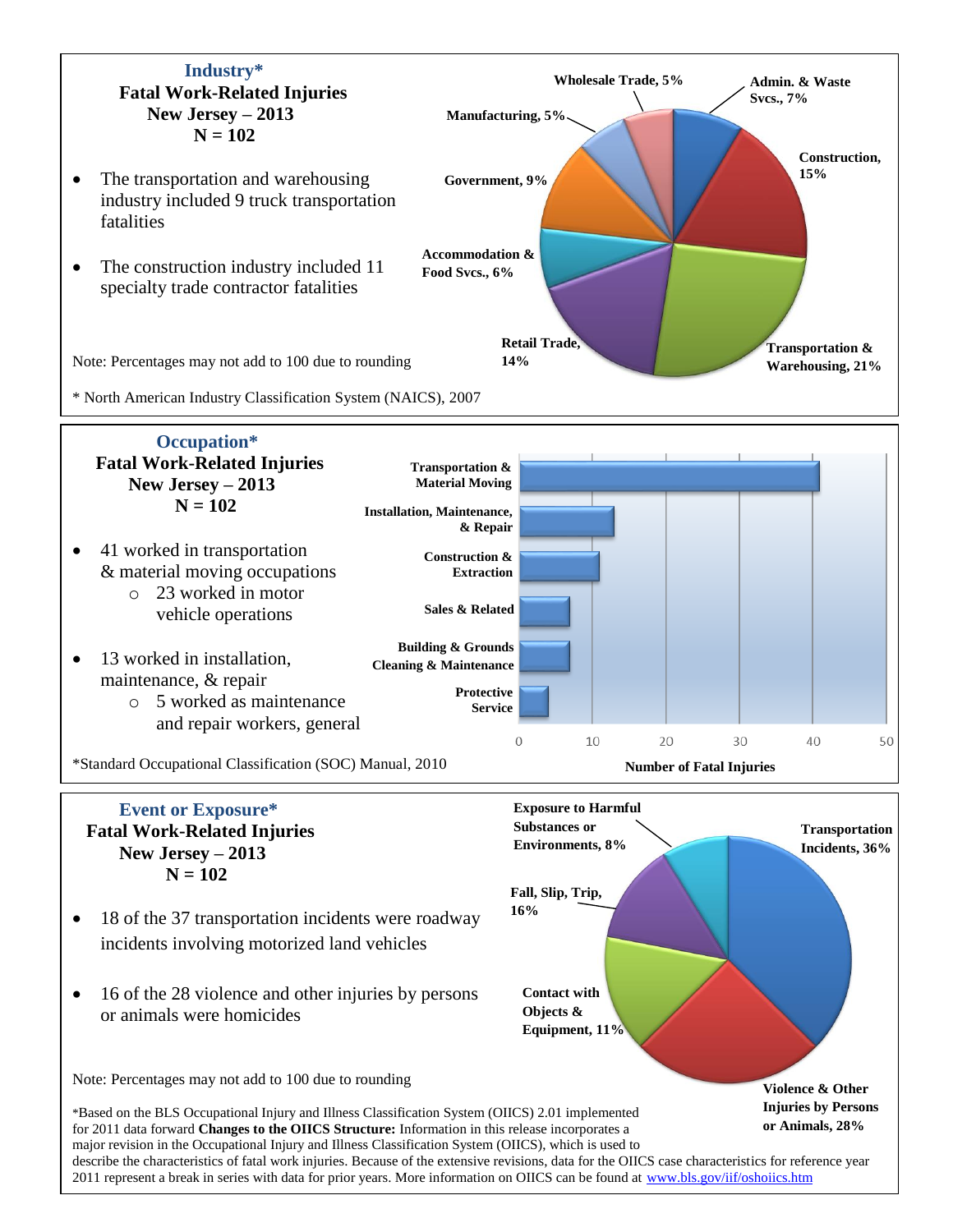## Industry*

**Fatal Work-Related Injuries**
**New Jersey – 2013**
**N = 102**

- The transportation and warehousing industry included 9 truck transportation fatalities
- The construction industry included 11 specialty trade contractor fatalities

Note: Percentages may not add to 100 due to rounding

Wholesale Trade, 5%
Admin. & Waste Svcs., 7%
Manufacturing, 5%
Construction, 15%
Government, 9%
Accommodation & Food Svcs., 6%
Retail Trade, 14%
Transportation & Warehousing, 21%

\* North American Industry Classification System (NAICS), 2007

## Occupation*

**Fatal Work-Related Injuries**
**New Jersey – 2013**
**N = 102**

- 41 worked in transportation & material moving occupations
  - 23 worked in motor vehicle operations
- 13 worked in installation, maintenance, & repair
  - 5 worked as maintenance and repair workers, general

Transportation & Material Moving
Installation, Maintenance, & Repair
Construction & Extraction
Sales & Related
Building & Grounds Cleaning & Maintenance
Protective Service

0 10 20 30 40 50

Number of Fatal Injuries

\*Standard Occupational Classification (SOC) Manual, 2010

## Event or Exposure*

**Fatal Work-Related Injuries**
**New Jersey – 2013**
**N = 102**

- 18 of the 37 transportation incidents were roadway incidents involving motorized land vehicles
- 16 of the 28 violence and other injuries by persons or animals were homicides

Note: Percentages may not add to 100 due to rounding

Exposure to Harmful Substances or Environments, 8%
Transportation Incidents, 36%
Fall, Slip, Trip, 16%
Contact with Objects & Equipment, 11%
Violence & Other Injuries by Persons or Animals, 28%

\*Based on the BLS Occupational Injury and Illness Classification System (OIICS) 2.01 implemented for 2011 data forward **Changes to the OIICS Structure:** Information in this release incorporates a major revision in the Occupational Injury and Illness Classification System (OIICS), which is used to describe the characteristics of fatal work injuries. Because of the extensive revisions, data for the OIICS case characteristics for reference year 2011 represent a break in series with data for prior years. More information on OIICS can be found at www.bls.gov/iif/oshoiics.htm